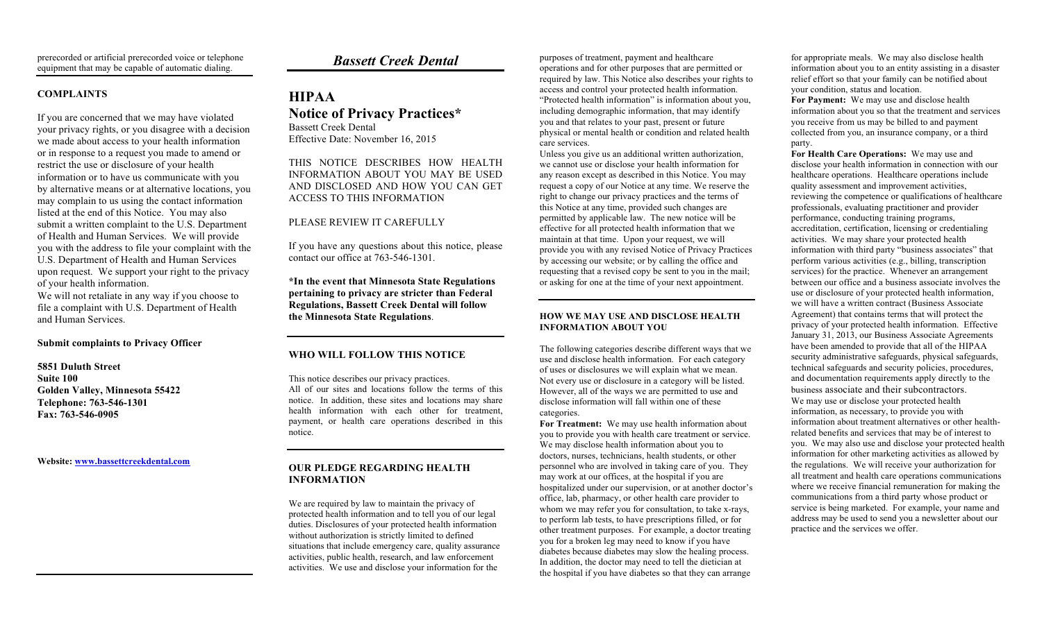prerecorded or artificial prerecorded voice or telephone equipment that may be capable of automatic dialing.

### COMPLAINTS

If you are concerned that we may have violated your privacy rights, or you disagree with a decision we made about access to your health information or in response to a request you made to amend or restrict the use or disclosure of your health information or to have us communicate with you by alternative means or at alternative locations, you may complain to us using the contact information listed at the end of this Notice. You may also submit a written complaint to the U.S. Department of Health and Human Services. We will provide you with the address to file your complaint with the U.S. Department of Health and Human Services upon request. We support your right to the privacy of your health information.

We will not retaliate in any way if you choose to file a complaint with U.S. Department of Health and Human Services.

**Submit complaints to Privacy Officer**

**5851 Duluth Street**
**Suite 100**
**Golden Valley, Minnesota 55422**
**Telephone: 763-546-1301**
**Fax: 763-546-0905**

**Website: [www.bassettcreekdental.com](http://www.bassettcreekdental.com)**

# *Bassett Creek Dental*

## HIPAA Notice of Privacy Practices*

Bassett Creek Dental
Effective Date: November 16, 2015

THIS NOTICE DESCRIBES HOW HEALTH INFORMATION ABOUT YOU MAY BE USED AND DISCLOSED AND HOW YOU CAN GET ACCESS TO THIS INFORMATION

PLEASE REVIEW IT CAREFULLY

If you have any questions about this notice, please contact our office at 763-546-1301.

**\*In the event that Minnesota State Regulations pertaining to privacy are stricter than Federal Regulations, Bassett Creek Dental will follow the Minnesota State Regulations**.

### WHO WILL FOLLOW THIS NOTICE

This notice describes our privacy practices.
All of our sites and locations follow the terms of this notice. In addition, these sites and locations may share health information with each other for treatment, payment, or health care operations described in this notice.

### OUR PLEDGE REGARDING HEALTH INFORMATION

We are required by law to maintain the privacy of protected health information and to tell you of our legal duties. Disclosures of your protected health information without authorization is strictly limited to defined situations that include emergency care, quality assurance activities, public health, research, and law enforcement activities. We use and disclose your information for the purposes of treatment, payment and healthcare operations and for other purposes that are permitted or required by law. This Notice also describes your rights to access and control your protected health information. "Protected health information" is information about you, including demographic information, that may identify you and that relates to your past, present or future physical or mental health or condition and related health care services.

Unless you give us an additional written authorization, we cannot use or disclose your health information for any reason except as described in this Notice. You may request a copy of our Notice at any time. We reserve the right to change our privacy practices and the terms of this Notice at any time, provided such changes are permitted by applicable law. The new notice will be effective for all protected health information that we maintain at that time. Upon your request, we will provide you with any revised Notice of Privacy Practices by accessing our website; or by calling the office and requesting that a revised copy be sent to you in the mail; or asking for one at the time of your next appointment.

### HOW WE MAY USE AND DISCLOSE HEALTH INFORMATION ABOUT YOU

The following categories describe different ways that we use and disclose health information. For each category of uses or disclosures we will explain what we mean. Not every use or disclosure in a category will be listed. However, all of the ways we are permitted to use and disclose information will fall within one of these categories.

**For Treatment:** We may use health information about you to provide you with health care treatment or service. We may disclose health information about you to doctors, nurses, technicians, health students, or other personnel who are involved in taking care of you. They may work at our offices, at the hospital if you are hospitalized under our supervision, or at another doctor's office, lab, pharmacy, or other health care provider to whom we may refer you for consultation, to take x-rays, to perform lab tests, to have prescriptions filled, or for other treatment purposes. For example, a doctor treating you for a broken leg may need to know if you have diabetes because diabetes may slow the healing process. In addition, the doctor may need to tell the dietician at the hospital if you have diabetes so that they can arrange for appropriate meals. We may also disclose health information about you to an entity assisting in a disaster relief effort so that your family can be notified about your condition, status and location.

**For Payment:** We may use and disclose health information about you so that the treatment and services you receive from us may be billed to and payment collected from you, an insurance company, or a third party.

**For Health Care Operations:** We may use and disclose your health information in connection with our healthcare operations. Healthcare operations include quality assessment and improvement activities, reviewing the competence or qualifications of healthcare professionals, evaluating practitioner and provider performance, conducting training programs, accreditation, certification, licensing or credentialing activities. We may share your protected health information with third party "business associates" that perform various activities (e.g., billing, transcription services) for the practice. Whenever an arrangement between our office and a business associate involves the use or disclosure of your protected health information, we will have a written contract (Business Associate Agreement) that contains terms that will protect the privacy of your protected health information. Effective January 31, 2013, our Business Associate Agreements have been amended to provide that all of the HIPAA security administrative safeguards, physical safeguards, technical safeguards and security policies, procedures, and documentation requirements apply directly to the business associate and their subcontractors.

We may use or disclose your protected health information, as necessary, to provide you with information about treatment alternatives or other health-related benefits and services that may be of interest to you. We may also use and disclose your protected health information for other marketing activities as allowed by the regulations. We will receive your authorization for all treatment and health care operations communications where we receive financial remuneration for making the communications from a third party whose product or service is being marketed. For example, your name and address may be used to send you a newsletter about our practice and the services we offer.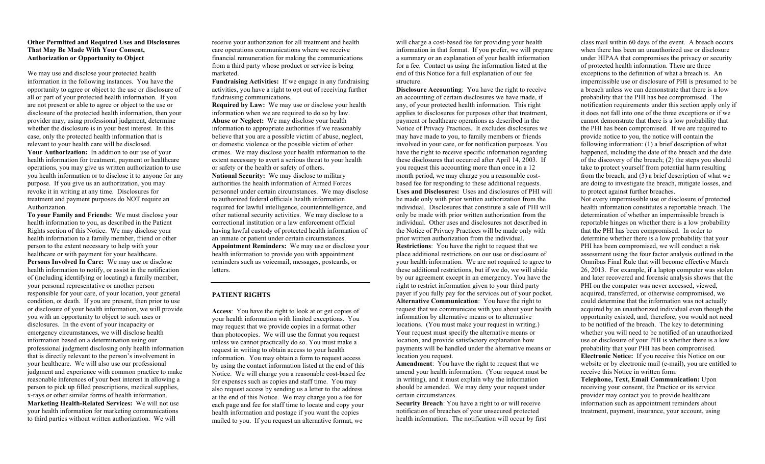### Other Permitted and Required Uses and Disclosures That May Be Made With Your Consent, Authorization or Opportunity to Object

We may use and disclose your protected health information in the following instances. You have the opportunity to agree or object to the use or disclosure of all or part of your protected health information. If you are not present or able to agree or object to the use or disclosure of the protected health information, then your provider may, using professional judgment, determine whether the disclosure is in your best interest. In this case, only the protected health information that is relevant to your health care will be disclosed.

**Your Authorization:** In addition to our use of your health information for treatment, payment or healthcare operations, you may give us written authorization to use you health information or to disclose it to anyone for any purpose. If you give us an authorization, you may revoke it in writing at any time. Disclosures for treatment and payment purposes do NOT require an Authorization.

**To your Family and Friends:** We must disclose your health information to you, as described in the Patient Rights section of this Notice. We may disclose your health information to a family member, friend or other person to the extent necessary to help with your healthcare or with payment for your healthcare.

**Persons Involved In Care:** We may use or disclose health information to notify, or assist in the notification of (including identifying or locating) a family member, your personal representative or another person responsible for your care, of your location, your general condition, or death. If you are present, then prior to use or disclosure of your health information, we will provide you with an opportunity to object to such uses or disclosures. In the event of your incapacity or emergency circumstances, we will disclose health information based on a determination using our professional judgment disclosing only health information that is directly relevant to the person's involvement in your healthcare. We will also use our professional judgment and experience with common practice to make reasonable inferences of your best interest in allowing a person to pick up filled prescriptions, medical supplies, x-rays or other similar forms of health information.

**Marketing Health-Related Services:** We will not use your health information for marketing communications to third parties without written authorization. We will receive your authorization for all treatment and health care operations communications where we receive financial remuneration for making the communications from a third party whose product or service is being marketed.

**Fundraising Activities:** If we engage in any fundraising activities, you have a right to opt out of receiving further fundraising communications.

**Required by Law:** We may use or disclose your health information when we are required to do so by law.

**Abuse or Neglect:** We may disclose your health information to appropriate authorities if we reasonably believe that you are a possible victim of abuse, neglect, or domestic violence or the possible victim of other crimes. We may disclose your health information to the extent necessary to avert a serious threat to your health or safety or the health or safety of others.

**National Security:** We may disclose to military authorities the health information of Armed Forces personnel under certain circumstances. We may disclose to authorized federal officials health information required for lawful intelligence, counterintelligence, and other national security activities. We may disclose to a correctional institution or a law enforcement official having lawful custody of protected health information of an inmate or patient under certain circumstances.

**Appointment Reminders:** We may use or disclose your health information to provide you with appointment reminders such as voicemail, messages, postcards, or letters.

---

### PATIENT RIGHTS

**Access**: You have the right to look at or get copies of your health information with limited exceptions. You may request that we provide copies in a format other than photocopies. We will use the format you request unless we cannot practically do so. You must make a request in writing to obtain access to your health information. You may obtain a form to request access by using the contact information listed at the end of this Notice. We will charge you a reasonable cost-based fee for expenses such as copies and staff time. You may also request access by sending us a letter to the address at the end of this Notice. We may charge you a fee for each page and fee for staff time to locate and copy your health information and postage if you want the copies mailed to you. If you request an alternative format, we will charge a cost-based fee for providing your health information in that format. If you prefer, we will prepare a summary or an explanation of your health information for a fee. Contact us using the information listed at the end of this Notice for a full explanation of our fee structure.

**Disclosure Accounting**: You have the right to receive an accounting of certain disclosures we have made, if any, of your protected health information. This right applies to disclosures for purposes other that treatment, payment or healthcare operations as described in the Notice of Privacy Practices. It excludes disclosures we may have made to you, to family members or friends involved in your care, or for notification purposes. You have the right to receive specific information regarding these disclosures that occurred after April 14, 2003. If you request this accounting more than once in a 12 month period, we may charge you a reasonable cost-based fee for responding to these additional requests.

**Uses and Disclosures:** Uses and disclosures of PHI will be made only with prior written authorization from the individual. Disclosures that constitute a sale of PHI will only be made with prior written authorization from the individual. Other uses and disclosures not described in the Notice of Privacy Practices will be made only with prior written authorization from the individual.

**Restrictions**: You have the right to request that we place additional restrictions on our use or disclosure of your health information. We are not required to agree to these additional restrictions, but if we do, we will abide by our agreement except in an emergency. You have the right to restrict information given to your third party payer if you fully pay for the services out of your pocket.

**Alternative Communication**: You have the right to request that we communicate with you about your health information by alternative means or to alternative locations. (You must make your request in writing.) Your request must specify the alternative means or location, and provide satisfactory explanation how payments will be handled under the alternative means or location you request.

**Amendment**: You have the right to request that we amend your health information. (Your request must be in writing), and it must explain why the information should be amended. We may deny your request under certain circumstances.

**Security Breach**: You have a right to or will receive notification of breaches of your unsecured protected health information. The notification will occur by first class mail within 60 days of the event. A breach occurs when there has been an unauthorized use or disclosure under HIPAA that compromises the privacy or security of protected health information. There are three exceptions to the definition of what a breach is. An impermissible use or disclosure of PHI is presumed to be a breach unless we can demonstrate that there is a low probability that the PHI has been compromised. The notification requirements under this section apply only if it does not fall into one of the three exceptions or if we cannot demonstrate that there is a low probability that the PHI has been compromised. If we are required to provide notice to you, the notice will contain the following information: (1) a brief description of what happened, including the date of the breach and the date of the discovery of the breach; (2) the steps you should take to protect yourself from potential harm resulting from the breach; and (3) a brief description of what we are doing to investigate the breach, mitigate losses, and to protect against further breaches.

Not every impermissible use or disclosure of protected health information constitutes a reportable breach. The determination of whether an impermissible breach is reportable hinges on whether there is a low probability that the PHI has been compromised. In order to determine whether there is a low probability that your PHI has been compromised, we will conduct a risk assessment using the four factor analysis outlined in the Omnibus Final Rule that will become effective March 26, 2013. For example, if a laptop computer was stolen and later recovered and forensic analysis shows that the PHI on the computer was never accessed, viewed, acquired, transferred, or otherwise compromised, we could determine that the information was not actually acquired by an unauthorized individual even though the opportunity existed, and, therefore, you would not need to be notified of the breach. The key to determining whether you will need to be notified of an unauthorized use or disclosure of your PHI is whether there is a low probability that your PHI has been compromised.

**Electronic Notice:** If you receive this Notice on our website or by electronic mail (e-mail), you are entitled to receive this Notice in written form.

**Telephone, Text, Email Communication:** Upon receiving your consent, the Practice or its service provider may contact you to provide healthcare information such as appointment reminders about treatment, payment, insurance, your account, using